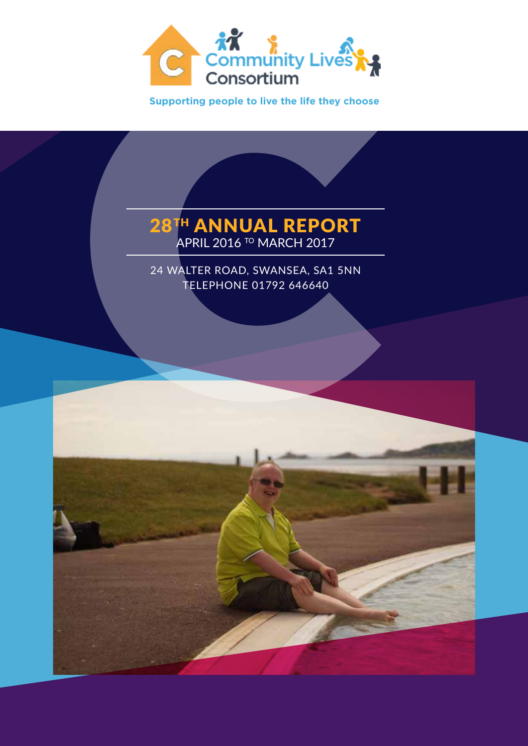Community Lives Consortium

**Supporting people to live the life they choose**

# 28TH ANNUAL REPORT

APRIL 2016 TO MARCH 2017

24 WALTER ROAD, SWANSEA, SA1 5NN

TELEPHONE 01792 646640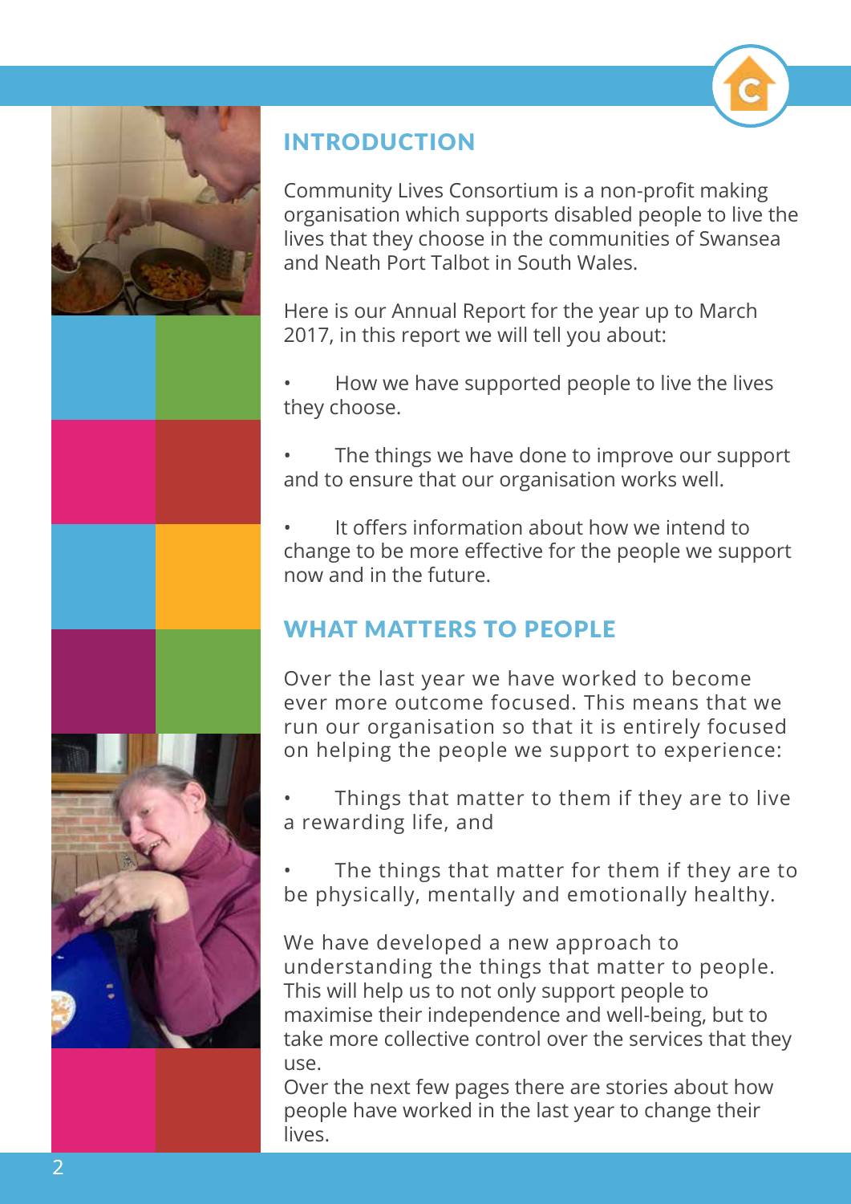## INTRODUCTION

Community Lives Consortium is a non-profit making organisation which supports disabled people to live the lives that they choose in the communities of Swansea and Neath Port Talbot in South Wales.

Here is our Annual Report for the year up to March 2017, in this report we will tell you about:

- How we have supported people to live the lives they choose.
- The things we have done to improve our support and to ensure that our organisation works well.
- It offers information about how we intend to change to be more effective for the people we support now and in the future.

## WHAT MATTERS TO PEOPLE

Over the last year we have worked to become ever more outcome focused. This means that we run our organisation so that it is entirely focused on helping the people we support to experience:

- Things that matter to them if they are to live a rewarding life, and
- The things that matter for them if they are to be physically, mentally and emotionally healthy.

We have developed a new approach to understanding the things that matter to people. This will help us to not only support people to maximise their independence and well-being, but to take more collective control over the services that they use.

Over the next few pages there are stories about how people have worked in the last year to change their lives.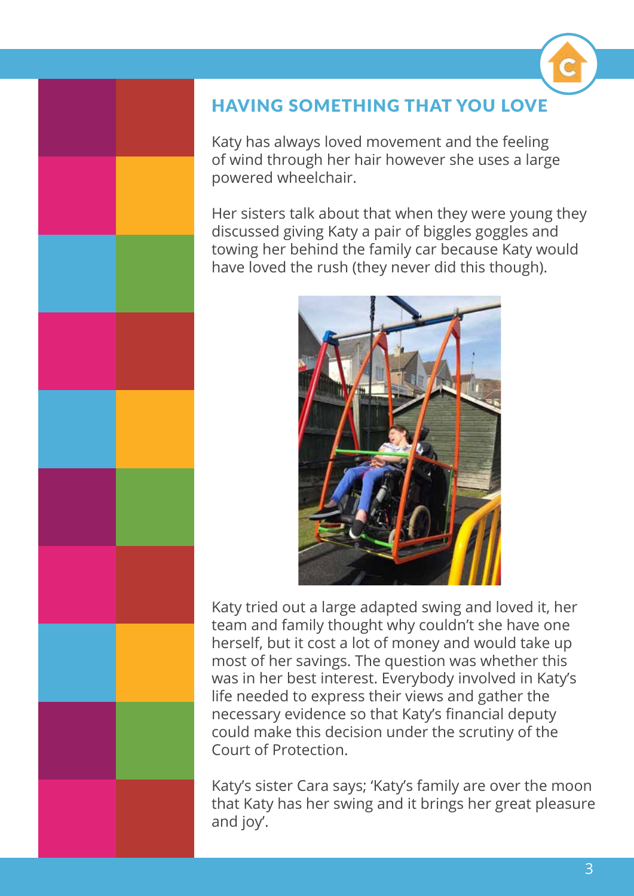## HAVING SOMETHING THAT YOU LOVE

Katy has always loved movement and the feeling of wind through her hair however she uses a large powered wheelchair.

Her sisters talk about that when they were young they discussed giving Katy a pair of biggles goggles and towing her behind the family car because Katy would have loved the rush (they never did this though).

Katy tried out a large adapted swing and loved it, her team and family thought why couldn't she have one herself, but it cost a lot of money and would take up most of her savings. The question was whether this was in her best interest. Everybody involved in Katy's life needed to express their views and gather the necessary evidence so that Katy's financial deputy could make this decision under the scrutiny of the Court of Protection.

Katy's sister Cara says; 'Katy's family are over the moon that Katy has her swing and it brings her great pleasure and joy'.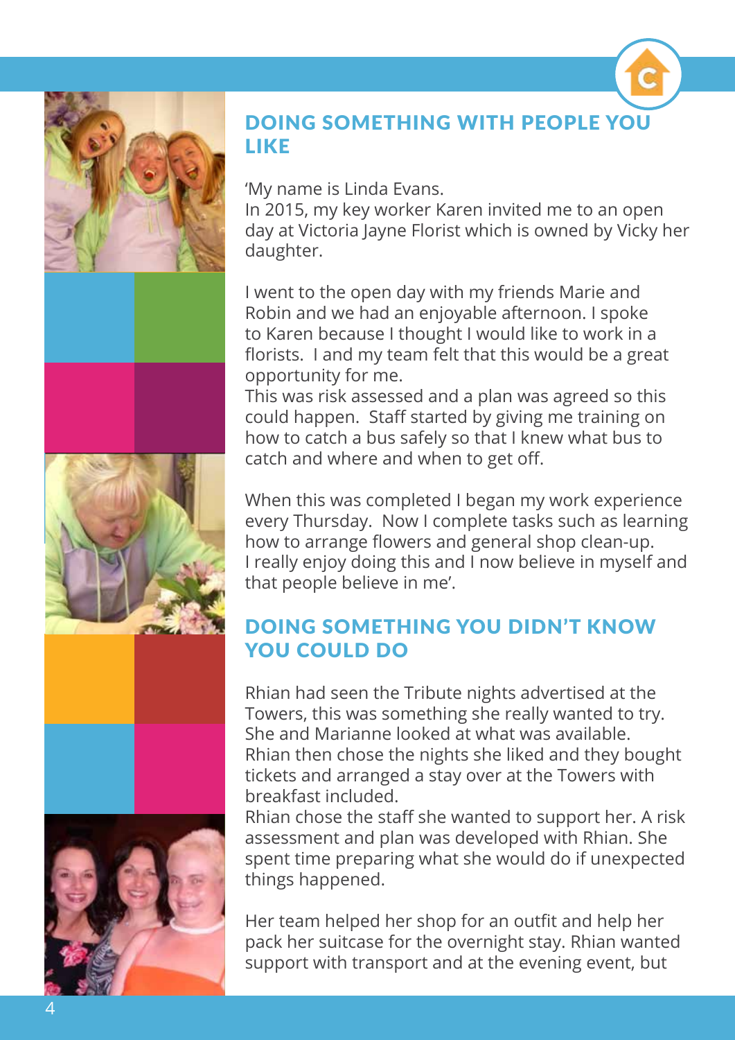## DOING SOMETHING WITH PEOPLE YOU LIKE

'My name is Linda Evans.
In 2015, my key worker Karen invited me to an open day at Victoria Jayne Florist which is owned by Vicky her daughter.

I went to the open day with my friends Marie and Robin and we had an enjoyable afternoon. I spoke to Karen because I thought I would like to work in a florists. I and my team felt that this would be a great opportunity for me.
This was risk assessed and a plan was agreed so this could happen. Staff started by giving me training on how to catch a bus safely so that I knew what bus to catch and where and when to get off.

When this was completed I began my work experience every Thursday. Now I complete tasks such as learning how to arrange flowers and general shop clean-up.
I really enjoy doing this and I now believe in myself and that people believe in me'.

## DOING SOMETHING YOU DIDN'T KNOW YOU COULD DO

Rhian had seen the Tribute nights advertised at the Towers, this was something she really wanted to try. She and Marianne looked at what was available.
Rhian then chose the nights she liked and they bought tickets and arranged a stay over at the Towers with breakfast included.
Rhian chose the staff she wanted to support her. A risk assessment and plan was developed with Rhian. She spent time preparing what she would do if unexpected things happened.

Her team helped her shop for an outfit and help her pack her suitcase for the overnight stay. Rhian wanted support with transport and at the evening event, but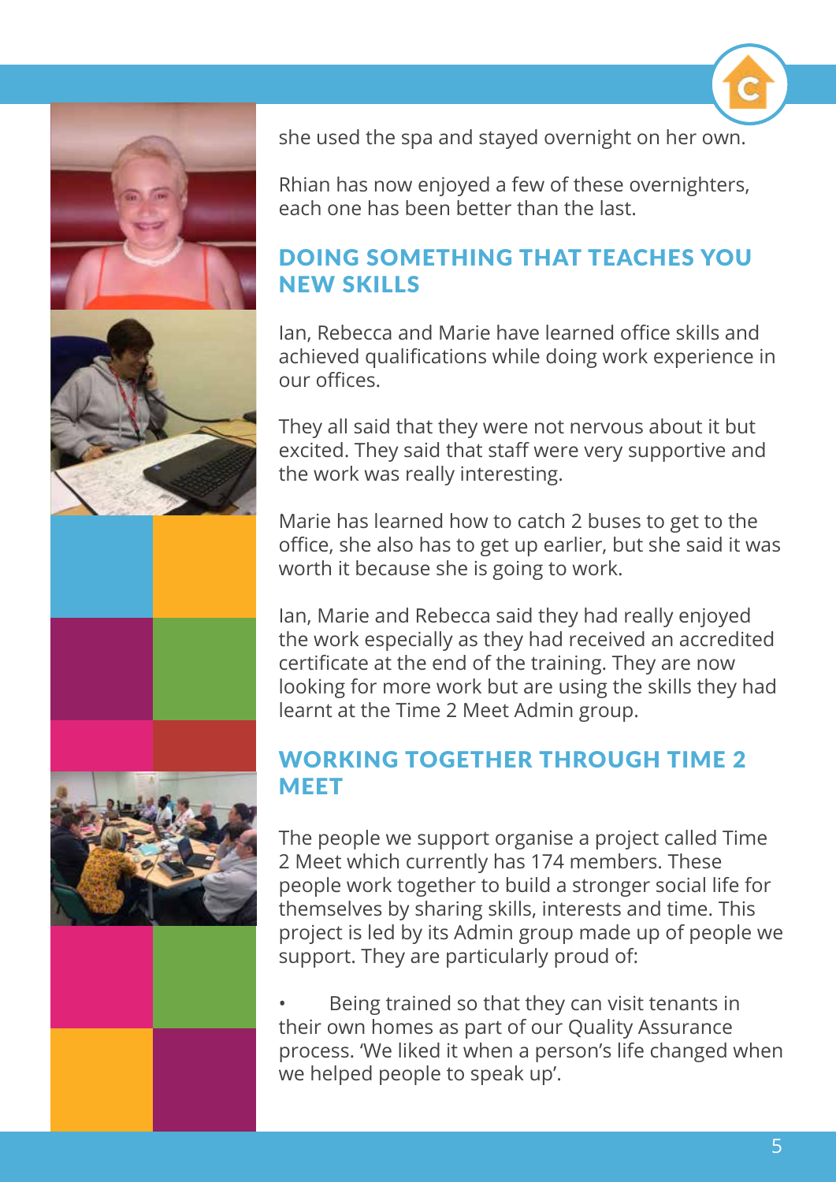she used the spa and stayed overnight on her own.

Rhian has now enjoyed a few of these overnighters, each one has been better than the last.

## DOING SOMETHING THAT TEACHES YOU NEW SKILLS

Ian, Rebecca and Marie have learned office skills and achieved qualifications while doing work experience in our offices.

They all said that they were not nervous about it but excited. They said that staff were very supportive and the work was really interesting.

Marie has learned how to catch 2 buses to get to the office, she also has to get up earlier, but she said it was worth it because she is going to work.

Ian, Marie and Rebecca said they had really enjoyed the work especially as they had received an accredited certificate at the end of the training. They are now looking for more work but are using the skills they had learnt at the Time 2 Meet Admin group.

## WORKING TOGETHER THROUGH TIME 2 MEET

The people we support organise a project called Time 2 Meet which currently has 174 members. These people work together to build a stronger social life for themselves by sharing skills, interests and time. This project is led by its Admin group made up of people we support. They are particularly proud of:

- Being trained so that they can visit tenants in their own homes as part of our Quality Assurance process. 'We liked it when a person's life changed when we helped people to speak up'.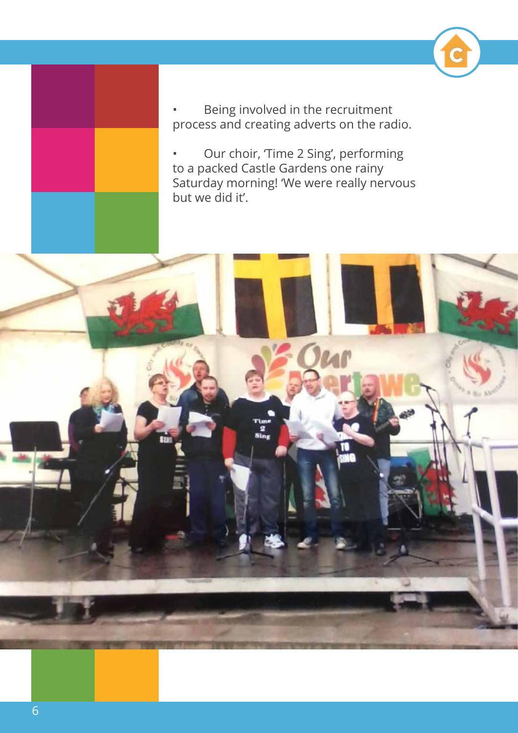- Being involved in the recruitment process and creating adverts on the radio.

- Our choir, 'Time 2 Sing', performing to a packed Castle Gardens one rainy Saturday morning! 'We were really nervous but we did it'.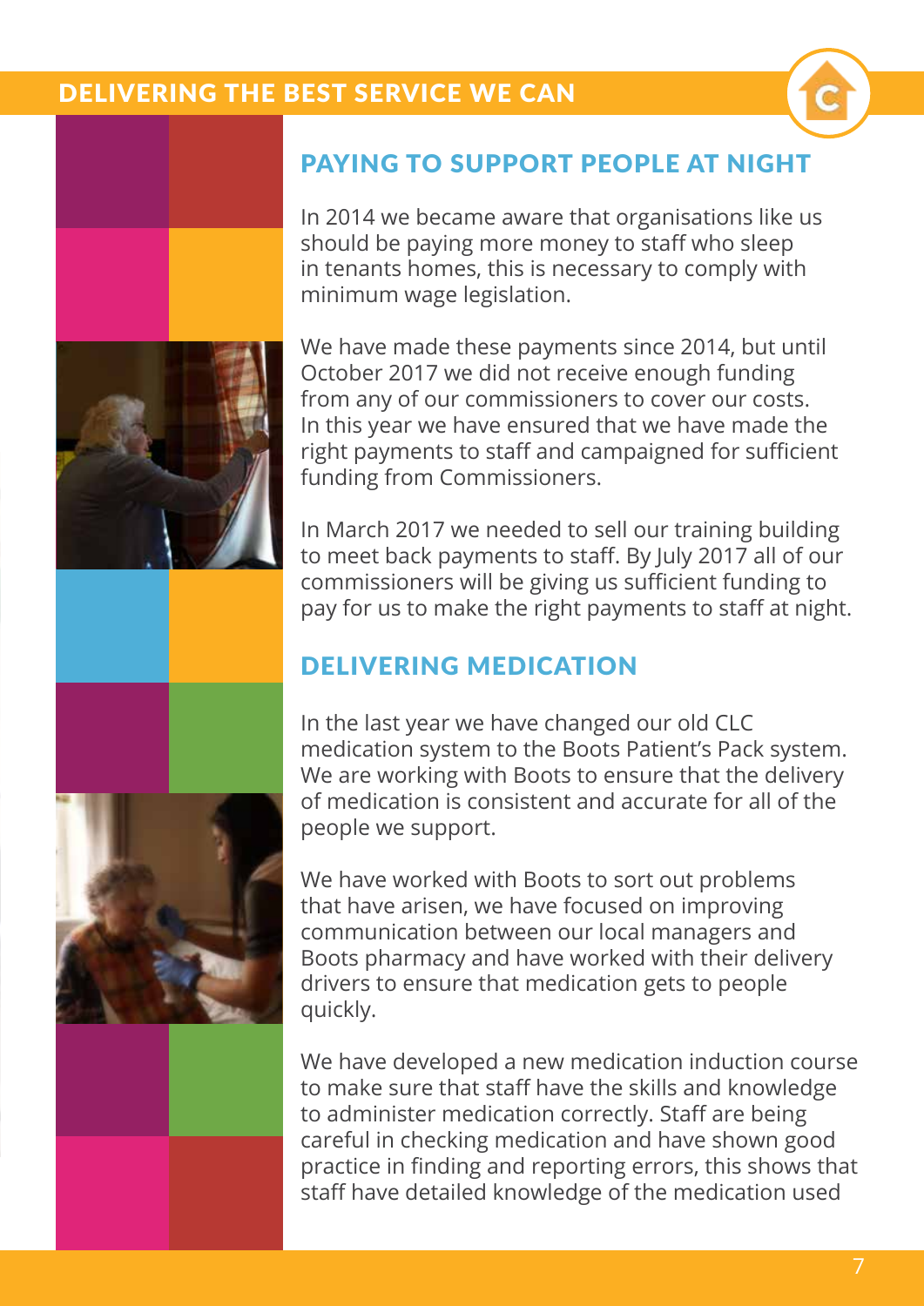# DELIVERING THE BEST SERVICE WE CAN

## PAYING TO SUPPORT PEOPLE AT NIGHT

In 2014 we became aware that organisations like us should be paying more money to staff who sleep in tenants homes, this is necessary to comply with minimum wage legislation.

We have made these payments since 2014, but until October 2017 we did not receive enough funding from any of our commissioners to cover our costs. In this year we have ensured that we have made the right payments to staff and campaigned for sufficient funding from Commissioners.

In March 2017 we needed to sell our training building to meet back payments to staff. By July 2017 all of our commissioners will be giving us sufficient funding to pay for us to make the right payments to staff at night.

## DELIVERING MEDICATION

In the last year we have changed our old CLC medication system to the Boots Patient's Pack system. We are working with Boots to ensure that the delivery of medication is consistent and accurate for all of the people we support.

We have worked with Boots to sort out problems that have arisen, we have focused on improving communication between our local managers and Boots pharmacy and have worked with their delivery drivers to ensure that medication gets to people quickly.

We have developed a new medication induction course to make sure that staff have the skills and knowledge to administer medication correctly. Staff are being careful in checking medication and have shown good practice in finding and reporting errors, this shows that staff have detailed knowledge of the medication used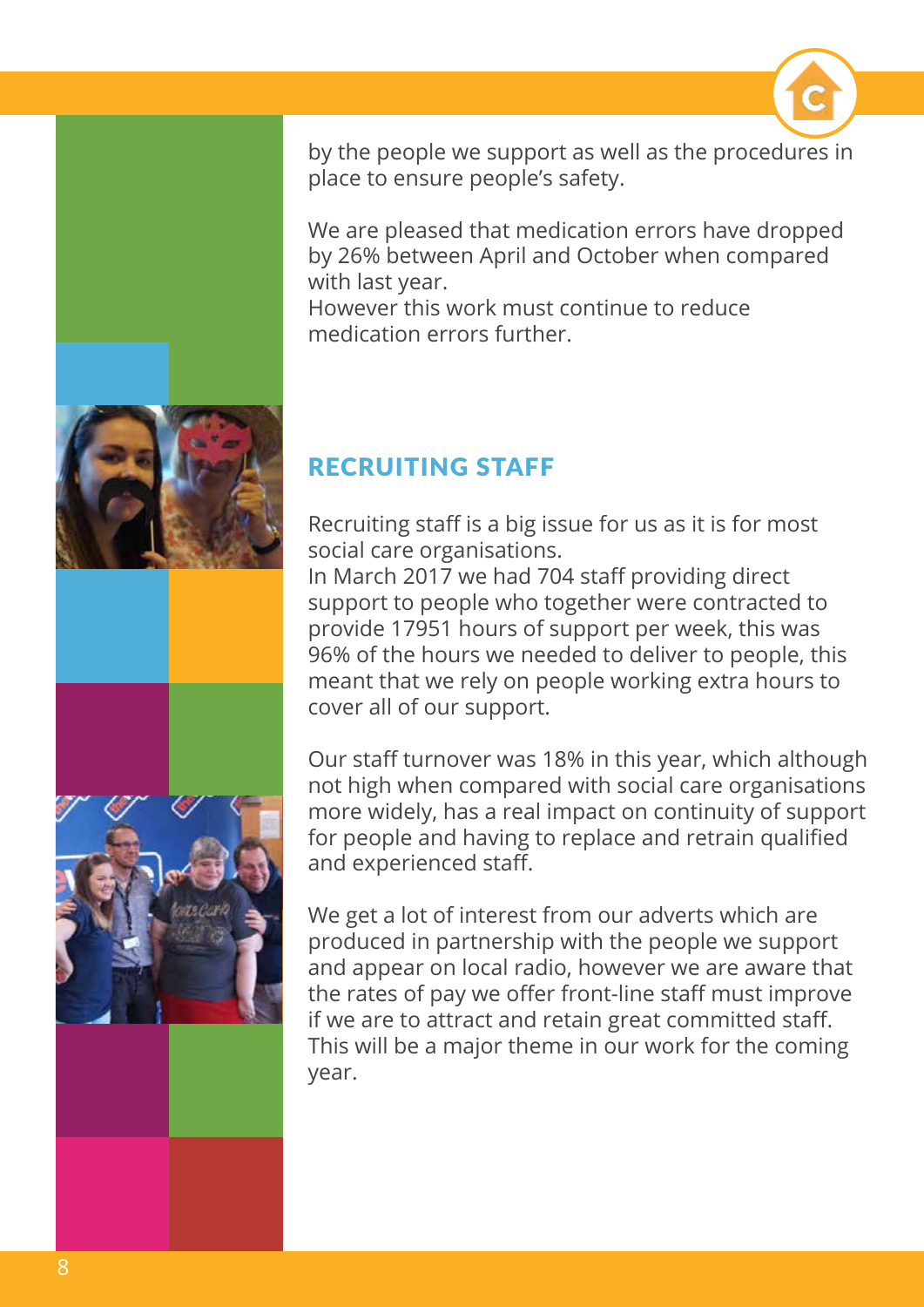by the people we support as well as the procedures in place to ensure people's safety.

We are pleased that medication errors have dropped by 26% between April and October when compared with last year.
However this work must continue to reduce medication errors further.

## RECRUITING STAFF

Recruiting staff is a big issue for us as it is for most social care organisations.
In March 2017 we had 704 staff providing direct support to people who together were contracted to provide 17951 hours of support per week, this was 96% of the hours we needed to deliver to people, this meant that we rely on people working extra hours to cover all of our support.

Our staff turnover was 18% in this year, which although not high when compared with social care organisations more widely, has a real impact on continuity of support for people and having to replace and retrain qualified and experienced staff.

We get a lot of interest from our adverts which are produced in partnership with the people we support and appear on local radio, however we are aware that the rates of pay we offer front-line staff must improve if we are to attract and retain great committed staff. This will be a major theme in our work for the coming year.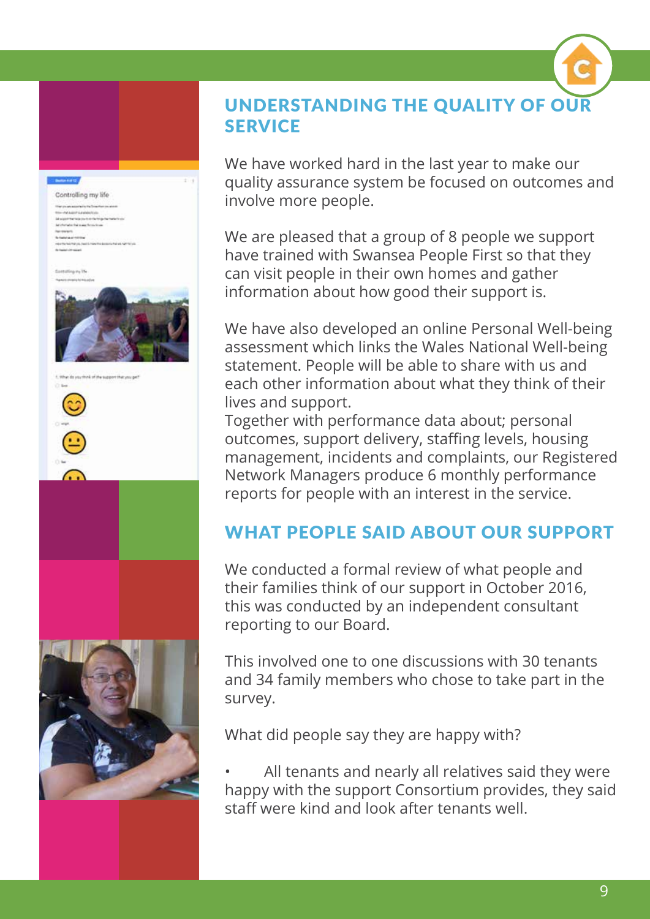## UNDERSTANDING THE QUALITY OF OUR SERVICE

We have worked hard in the last year to make our quality assurance system be focused on outcomes and involve more people.

We are pleased that a group of 8 people we support have trained with Swansea People First so that they can visit people in their own homes and gather information about how good their support is.

We have also developed an online Personal Well-being assessment which links the Wales National Well-being statement. People will be able to share with us and each other information about what they think of their lives and support.
Together with performance data about; personal outcomes, support delivery, staffing levels, housing management, incidents and complaints, our Registered Network Managers produce 6 monthly performance reports for people with an interest in the service.

## WHAT PEOPLE SAID ABOUT OUR SUPPORT

We conducted a formal review of what people and their families think of our support in October 2016, this was conducted by an independent consultant reporting to our Board.

This involved one to one discussions with 30 tenants and 34 family members who chose to take part in the survey.

What did people say they are happy with?

- All tenants and nearly all relatives said they were happy with the support Consortium provides, they said staff were kind and look after tenants well.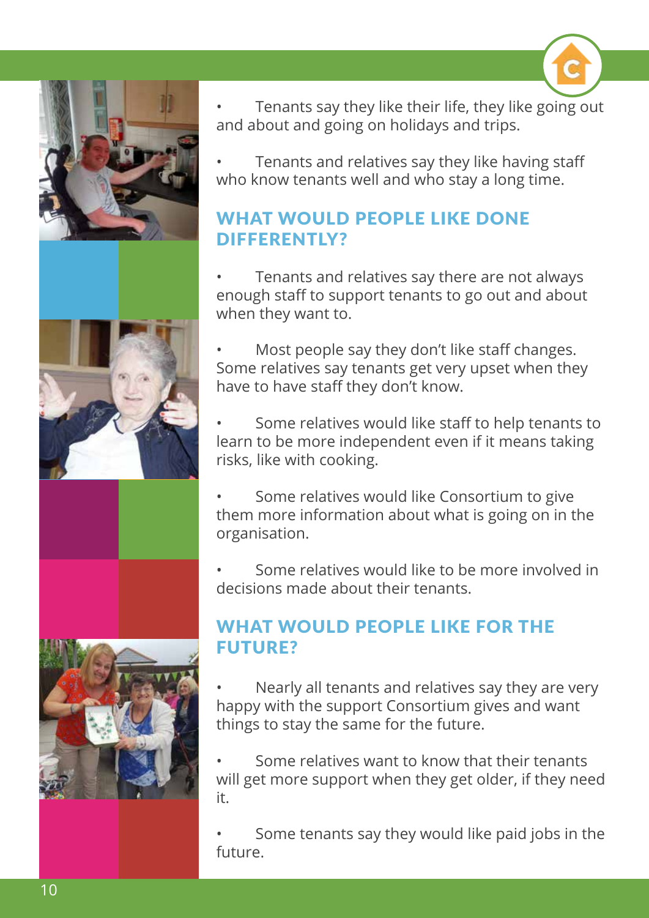- Tenants say they like their life, they like going out and about and going on holidays and trips.

- Tenants and relatives say they like having staff who know tenants well and who stay a long time.

## WHAT WOULD PEOPLE LIKE DONE DIFFERENTLY?

- Tenants and relatives say there are not always enough staff to support tenants to go out and about when they want to.

- Most people say they don't like staff changes. Some relatives say tenants get very upset when they have to have staff they don't know.

- Some relatives would like staff to help tenants to learn to be more independent even if it means taking risks, like with cooking.

- Some relatives would like Consortium to give them more information about what is going on in the organisation.

- Some relatives would like to be more involved in decisions made about their tenants.

## WHAT WOULD PEOPLE LIKE FOR THE FUTURE?

- Nearly all tenants and relatives say they are very happy with the support Consortium gives and want things to stay the same for the future.

- Some relatives want to know that their tenants will get more support when they get older, if they need it.

- Some tenants say they would like paid jobs in the future.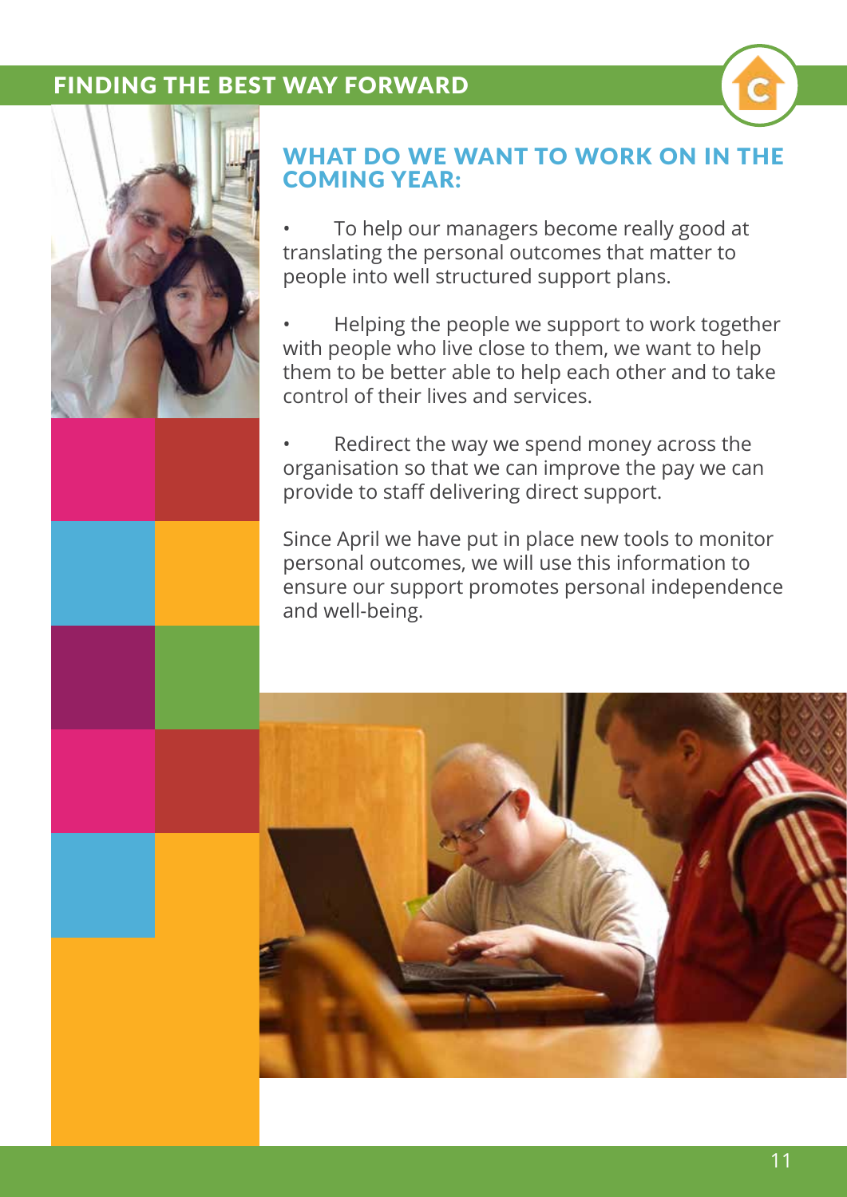# FINDING THE BEST WAY FORWARD

## WHAT DO WE WANT TO WORK ON IN THE COMING YEAR:

- To help our managers become really good at translating the personal outcomes that matter to people into well structured support plans.
- Helping the people we support to work together with people who live close to them, we want to help them to be better able to help each other and to take control of their lives and services.
- Redirect the way we spend money across the organisation so that we can improve the pay we can provide to staff delivering direct support.

Since April we have put in place new tools to monitor personal outcomes, we will use this information to ensure our support promotes personal independence and well-being.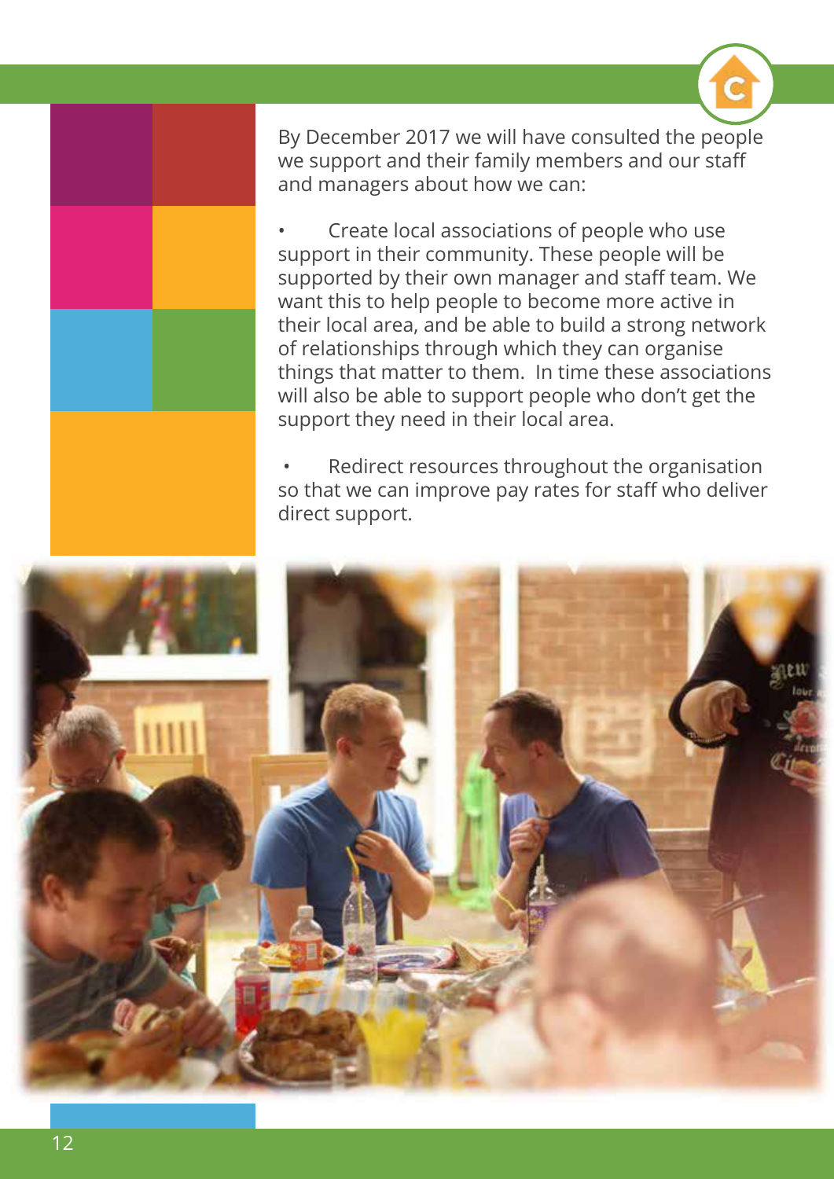By December 2017 we will have consulted the people we support and their family members and our staff and managers about how we can:

- Create local associations of people who use support in their community. These people will be supported by their own manager and staff team. We want this to help people to become more active in their local area, and be able to build a strong network of relationships through which they can organise things that matter to them. In time these associations will also be able to support people who don't get the support they need in their local area.

- Redirect resources throughout the organisation so that we can improve pay rates for staff who deliver direct support.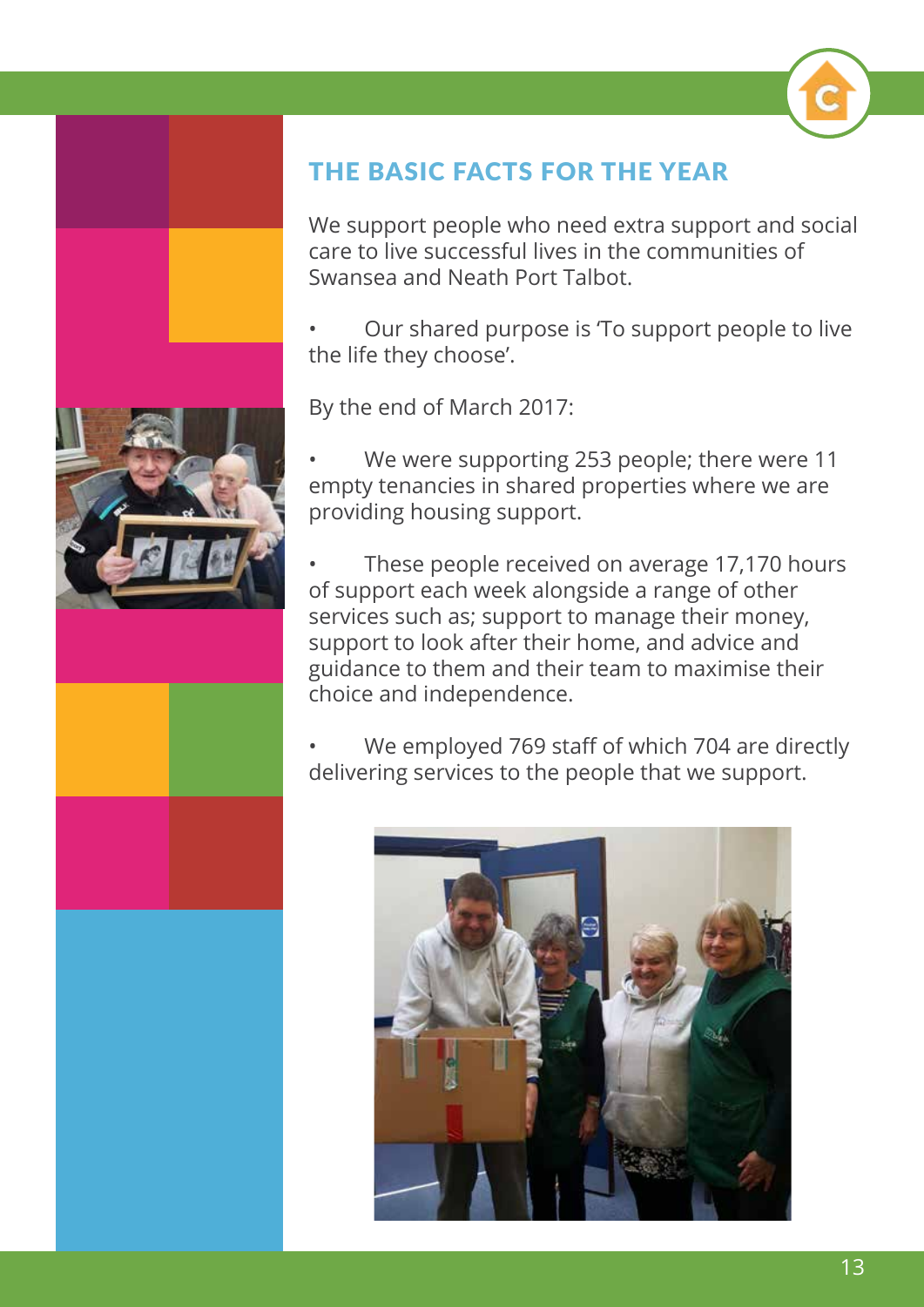# THE BASIC FACTS FOR THE YEAR

We support people who need extra support and social care to live successful lives in the communities of Swansea and Neath Port Talbot.

- Our shared purpose is 'To support people to live the life they choose'.

By the end of March 2017:

- We were supporting 253 people; there were 11 empty tenancies in shared properties where we are providing housing support.
- These people received on average 17,170 hours of support each week alongside a range of other services such as; support to manage their money, support to look after their home, and advice and guidance to them and their team to maximise their choice and independence.
- We employed 769 staff of which 704 are directly delivering services to the people that we support.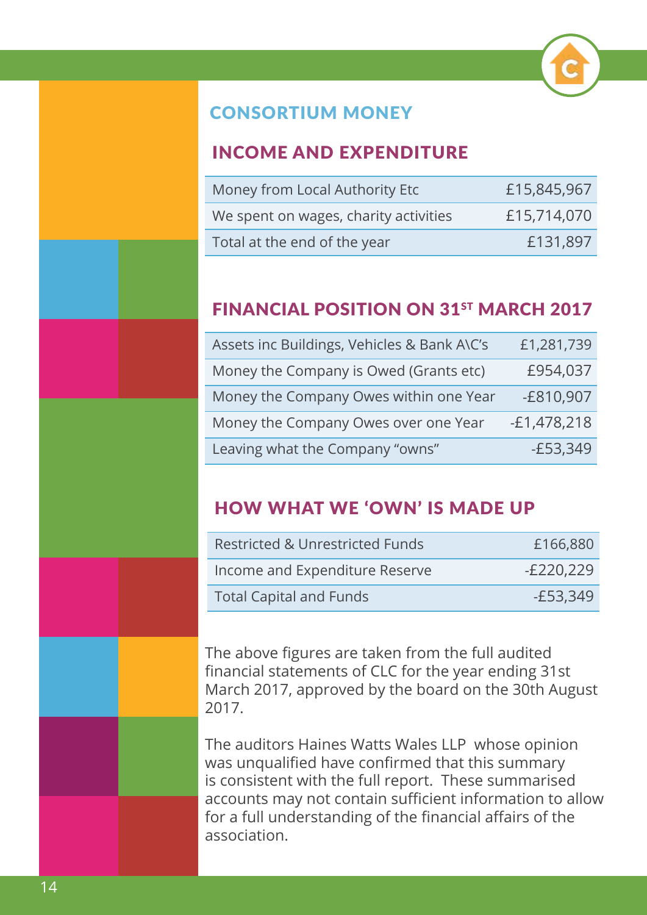## CONSORTIUM MONEY

### INCOME AND EXPENDITURE

| | |
|---|---|
| Money from Local Authority Etc | £15,845,967 |
| We spent on wages, charity activities | £15,714,070 |
| Total at the end of the year | £131,897 |

### FINANCIAL POSITION ON 31ST MARCH 2017

| | |
|---|---|
| Assets inc Buildings, Vehicles & Bank A\C's | £1,281,739 |
| Money the Company is Owed (Grants etc) | £954,037 |
| Money the Company Owes within one Year | -£810,907 |
| Money the Company Owes over one Year | -£1,478,218 |
| Leaving what the Company "owns" | -£53,349 |

### HOW WHAT WE 'OWN' IS MADE UP

| | |
|---|---|
| Restricted & Unrestricted Funds | £166,880 |
| Income and Expenditure Reserve | -£220,229 |
| Total Capital and Funds | -£53,349 |

The above figures are taken from the full audited financial statements of CLC for the year ending 31st March 2017, approved by the board on the 30th August 2017.

The auditors Haines Watts Wales LLP whose opinion was unqualified have confirmed that this summary is consistent with the full report. These summarised accounts may not contain sufficient information to allow for a full understanding of the financial affairs of the association.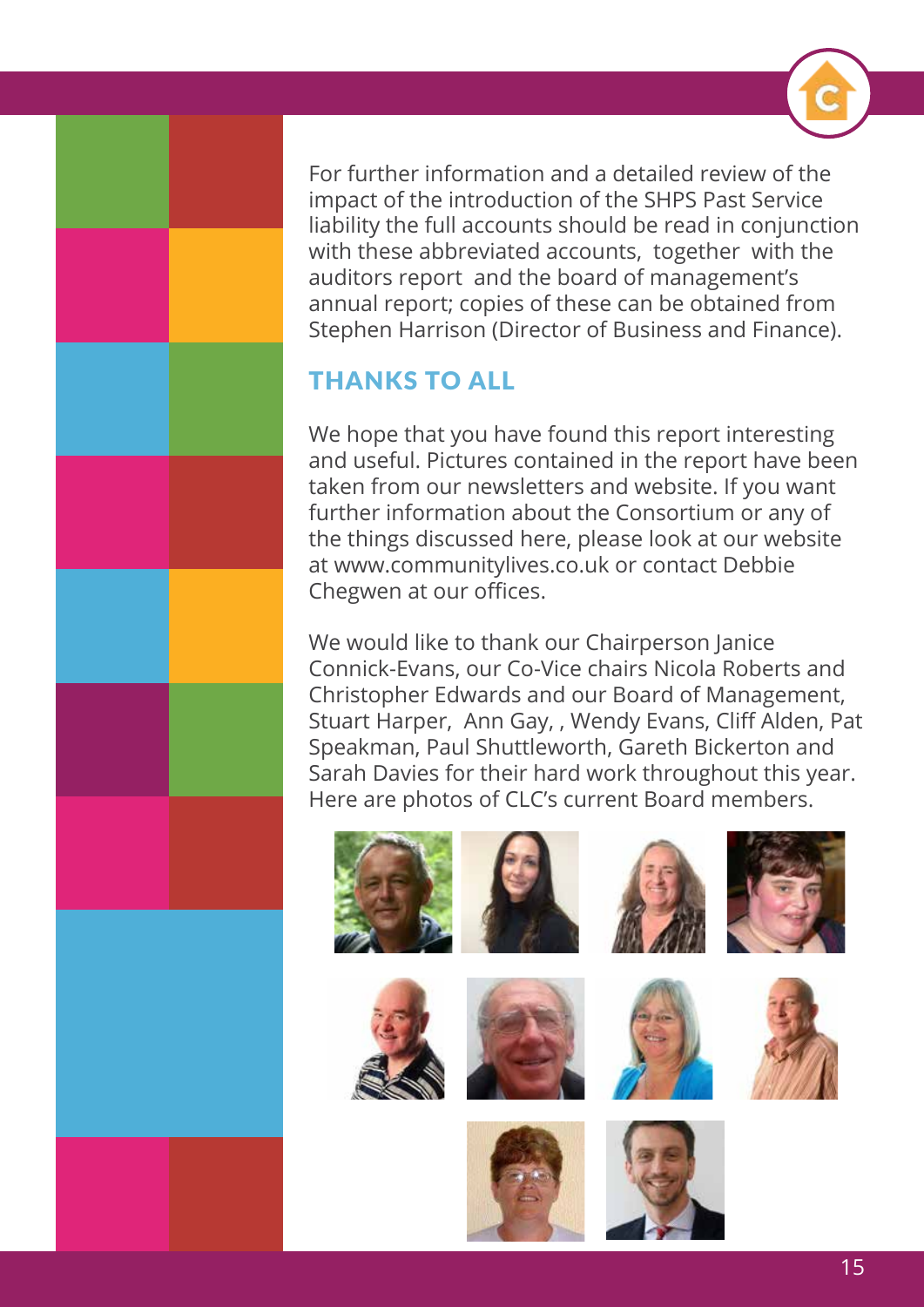For further information and a detailed review of the impact of the introduction of the SHPS Past Service liability the full accounts should be read in conjunction with these abbreviated accounts, together with the auditors report and the board of management's annual report; copies of these can be obtained from Stephen Harrison (Director of Business and Finance).

## THANKS TO ALL

We hope that you have found this report interesting and useful. Pictures contained in the report have been taken from our newsletters and website. If you want further information about the Consortium or any of the things discussed here, please look at our website at www.communitylives.co.uk or contact Debbie Chegwen at our offices.

We would like to thank our Chairperson Janice Connick-Evans, our Co-Vice chairs Nicola Roberts and Christopher Edwards and our Board of Management, Stuart Harper, Ann Gay, , Wendy Evans, Cliff Alden, Pat Speakman, Paul Shuttleworth, Gareth Bickerton and Sarah Davies for their hard work throughout this year. Here are photos of CLC's current Board members.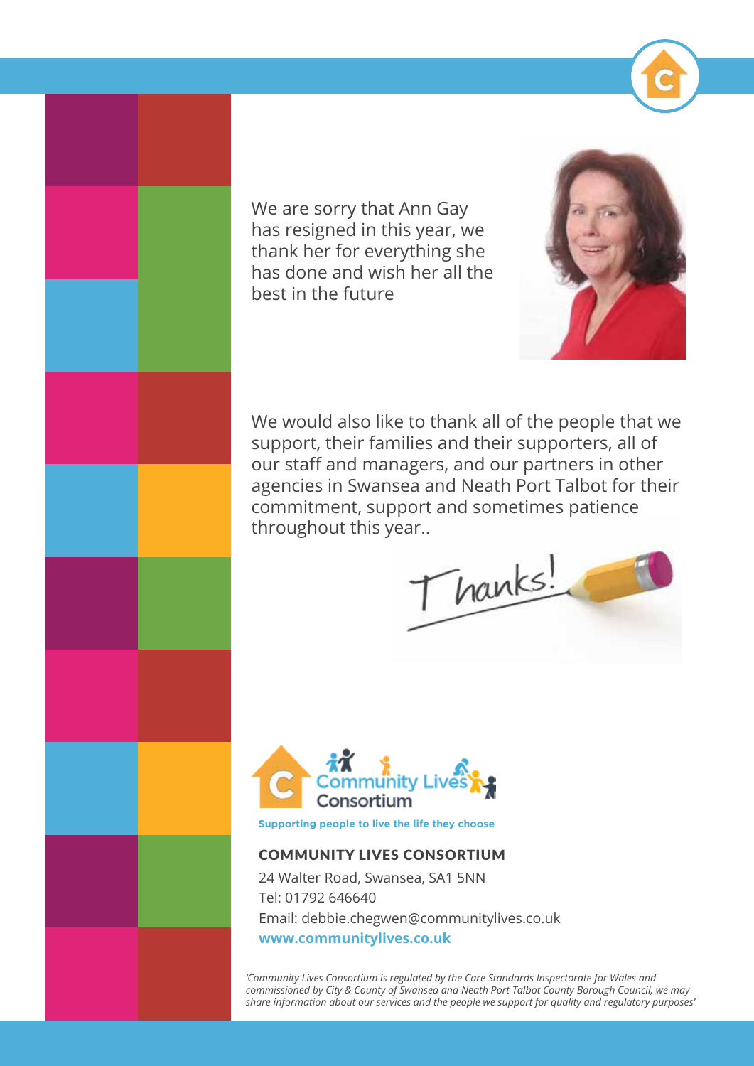We are sorry that Ann Gay has resigned in this year, we thank her for everything she has done and wish her all the best in the future

We would also like to thank all of the people that we support, their families and their supporters, all of our staff and managers, and our partners in other agencies in Swansea and Neath Port Talbot for their commitment, support and sometimes patience throughout this year..

Thanks!

Community Lives Consortium

Supporting people to live the life they choose

**COMMUNITY LIVES CONSORTIUM**

24 Walter Road, Swansea, SA1 5NN
Tel: 01792 646640
Email: debbie.chegwen@communitylives.co.uk
**www.communitylives.co.uk**

*'Community Lives Consortium is regulated by the Care Standards Inspectorate for Wales and commissioned by City & County of Swansea and Neath Port Talbot County Borough Council, we may share information about our services and the people we support for quality and regulatory purposes'*